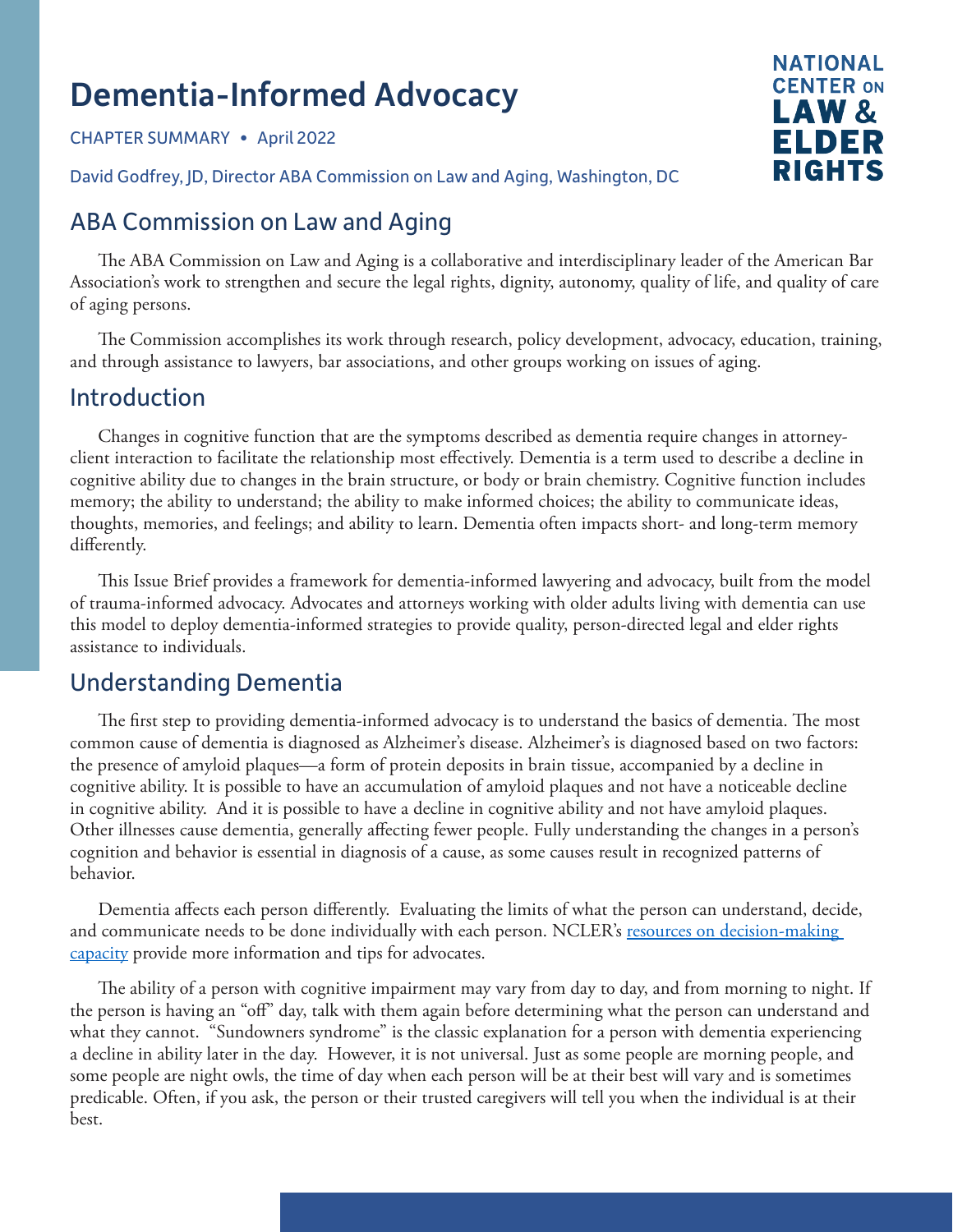# Dementia-Informed Advocacy

CHAPTER SUMMARY • April 2022

David Godfrey, JD, Director ABA Commission on Law and Aging, Washington, DC

NATIONAL CENTER ON LAW & ELDER RIGHTS

## ABA Commission on Law and Aging

The ABA Commission on Law and Aging is a collaborative and interdisciplinary leader of the American Bar Association's work to strengthen and secure the legal rights, dignity, autonomy, quality of life, and quality of care of aging persons.

The Commission accomplishes its work through research, policy development, advocacy, education, training, and through assistance to lawyers, bar associations, and other groups working on issues of aging.

## Introduction

Changes in cognitive function that are the symptoms described as dementia require changes in attorney-client interaction to facilitate the relationship most effectively. Dementia is a term used to describe a decline in cognitive ability due to changes in the brain structure, or body or brain chemistry. Cognitive function includes memory; the ability to understand; the ability to make informed choices; the ability to communicate ideas, thoughts, memories, and feelings; and ability to learn. Dementia often impacts short- and long-term memory differently.

This Issue Brief provides a framework for dementia-informed lawyering and advocacy, built from the model of trauma-informed advocacy. Advocates and attorneys working with older adults living with dementia can use this model to deploy dementia-informed strategies to provide quality, person-directed legal and elder rights assistance to individuals.

## Understanding Dementia

The first step to providing dementia-informed advocacy is to understand the basics of dementia. The most common cause of dementia is diagnosed as Alzheimer's disease. Alzheimer's is diagnosed based on two factors: the presence of amyloid plaques—a form of protein deposits in brain tissue, accompanied by a decline in cognitive ability. It is possible to have an accumulation of amyloid plaques and not have a noticeable decline in cognitive ability. And it is possible to have a decline in cognitive ability and not have amyloid plaques. Other illnesses cause dementia, generally affecting fewer people. Fully understanding the changes in a person's cognition and behavior is essential in diagnosis of a cause, as some causes result in recognized patterns of behavior.

Dementia affects each person differently. Evaluating the limits of what the person can understand, decide, and communicate needs to be done individually with each person. NCLER's resources on decision-making capacity provide more information and tips for advocates.

The ability of a person with cognitive impairment may vary from day to day, and from morning to night. If the person is having an "off" day, talk with them again before determining what the person can understand and what they cannot. "Sundowners syndrome" is the classic explanation for a person with dementia experiencing a decline in ability later in the day. However, it is not universal. Just as some people are morning people, and some people are night owls, the time of day when each person will be at their best will vary and is sometimes predicable. Often, if you ask, the person or their trusted caregivers will tell you when the individual is at their best.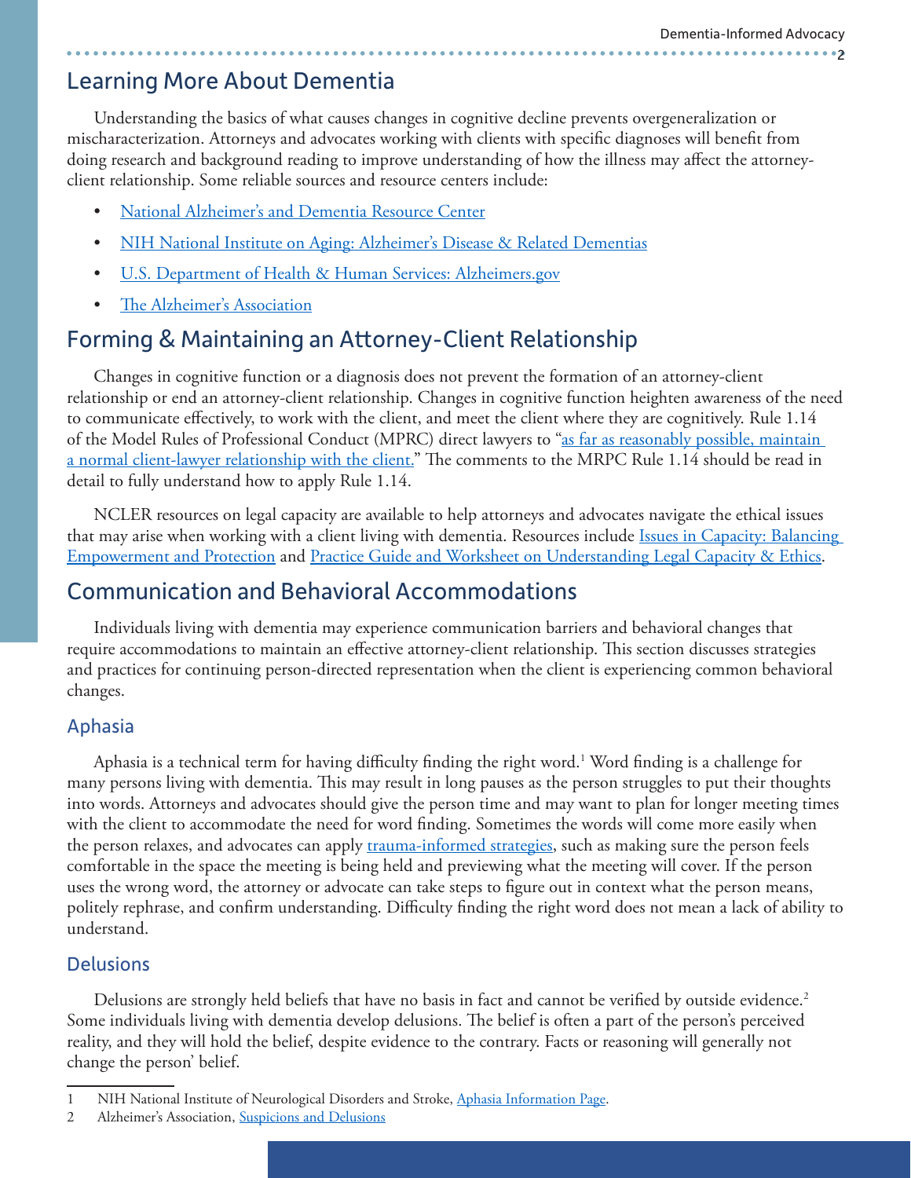## Learning More About Dementia

Understanding the basics of what causes changes in cognitive decline prevents overgeneralization or mischaracterization. Attorneys and advocates working with clients with specific diagnoses will benefit from doing research and background reading to improve understanding of how the illness may affect the attorney-client relationship. Some reliable sources and resource centers include:

- National Alzheimer's and Dementia Resource Center
- NIH National Institute on Aging: Alzheimer's Disease & Related Dementias
- U.S. Department of Health & Human Services: Alzheimers.gov
- The Alzheimer's Association

## Forming & Maintaining an Attorney-Client Relationship

Changes in cognitive function or a diagnosis does not prevent the formation of an attorney-client relationship or end an attorney-client relationship. Changes in cognitive function heighten awareness of the need to communicate effectively, to work with the client, and meet the client where they are cognitively. Rule 1.14 of the Model Rules of Professional Conduct (MPRC) direct lawyers to "as far as reasonably possible, maintain a normal client-lawyer relationship with the client." The comments to the MRPC Rule 1.14 should be read in detail to fully understand how to apply Rule 1.14.

NCLER resources on legal capacity are available to help attorneys and advocates navigate the ethical issues that may arise when working with a client living with dementia. Resources include Issues in Capacity: Balancing Empowerment and Protection and Practice Guide and Worksheet on Understanding Legal Capacity & Ethics.

## Communication and Behavioral Accommodations

Individuals living with dementia may experience communication barriers and behavioral changes that require accommodations to maintain an effective attorney-client relationship. This section discusses strategies and practices for continuing person-directed representation when the client is experiencing common behavioral changes.

### Aphasia

Aphasia is a technical term for having difficulty finding the right word.[1] Word finding is a challenge for many persons living with dementia. This may result in long pauses as the person struggles to put their thoughts into words. Attorneys and advocates should give the person time and may want to plan for longer meeting times with the client to accommodate the need for word finding. Sometimes the words will come more easily when the person relaxes, and advocates can apply trauma-informed strategies, such as making sure the person feels comfortable in the space the meeting is being held and previewing what the meeting will cover. If the person uses the wrong word, the attorney or advocate can take steps to figure out in context what the person means, politely rephrase, and confirm understanding. Difficulty finding the right word does not mean a lack of ability to understand.

### Delusions

Delusions are strongly held beliefs that have no basis in fact and cannot be verified by outside evidence.[2] Some individuals living with dementia develop delusions. The belief is often a part of the person's perceived reality, and they will hold the belief, despite evidence to the contrary. Facts or reasoning will generally not change the person' belief.

---

1 NIH National Institute of Neurological Disorders and Stroke, Aphasia Information Page.

2 Alzheimer's Association, Suspicions and Delusions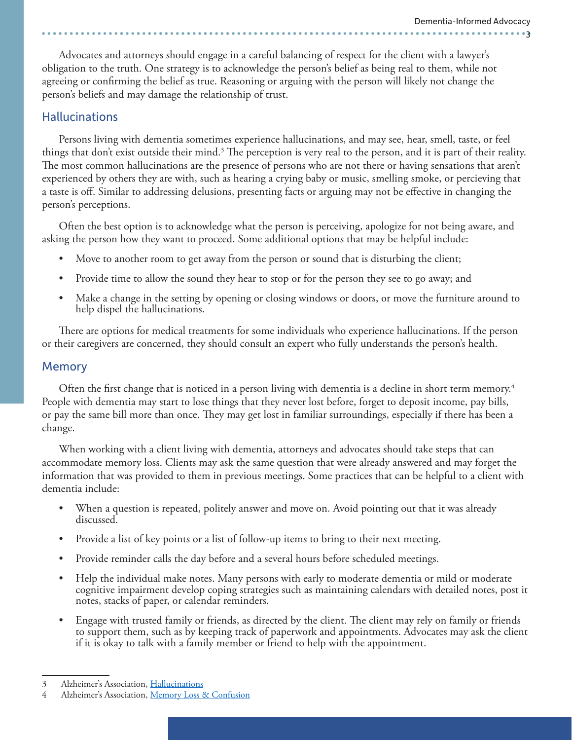Advocates and attorneys should engage in a careful balancing of respect for the client with a lawyer's obligation to the truth. One strategy is to acknowledge the person's belief as being real to them, while not agreeing or confirming the belief as true. Reasoning or arguing with the person will likely not change the person's beliefs and may damage the relationship of trust.

## Hallucinations

Persons living with dementia sometimes experience hallucinations, and may see, hear, smell, taste, or feel things that don't exist outside their mind.[3] The perception is very real to the person, and it is part of their reality. The most common hallucinations are the presence of persons who are not there or having sensations that aren't experienced by others they are with, such as hearing a crying baby or music, smelling smoke, or percieving that a taste is off. Similar to addressing delusions, presenting facts or arguing may not be effective in changing the person's perceptions.

Often the best option is to acknowledge what the person is perceiving, apologize for not being aware, and asking the person how they want to proceed. Some additional options that may be helpful include:

- Move to another room to get away from the person or sound that is disturbing the client;
- Provide time to allow the sound they hear to stop or for the person they see to go away; and
- Make a change in the setting by opening or closing windows or doors, or move the furniture around to help dispel the hallucinations.

There are options for medical treatments for some individuals who experience hallucinations. If the person or their caregivers are concerned, they should consult an expert who fully understands the person's health.

## Memory

Often the first change that is noticed in a person living with dementia is a decline in short term memory.[4] People with dementia may start to lose things that they never lost before, forget to deposit income, pay bills, or pay the same bill more than once. They may get lost in familiar surroundings, especially if there has been a change.

When working with a client living with dementia, attorneys and advocates should take steps that can accommodate memory loss. Clients may ask the same question that were already answered and may forget the information that was provided to them in previous meetings. Some practices that can be helpful to a client with dementia include:

- When a question is repeated, politely answer and move on. Avoid pointing out that it was already discussed.
- Provide a list of key points or a list of follow-up items to bring to their next meeting.
- Provide reminder calls the day before and a several hours before scheduled meetings.
- Help the individual make notes. Many persons with early to moderate dementia or mild or moderate cognitive impairment develop coping strategies such as maintaining calendars with detailed notes, post it notes, stacks of paper, or calendar reminders.
- Engage with trusted family or friends, as directed by the client. The client may rely on family or friends to support them, such as by keeping track of paperwork and appointments. Advocates may ask the client if it is okay to talk with a family member or friend to help with the appointment.

---

3 Alzheimer's Association, Hallucinations

4 Alzheimer's Association, Memory Loss & Confusion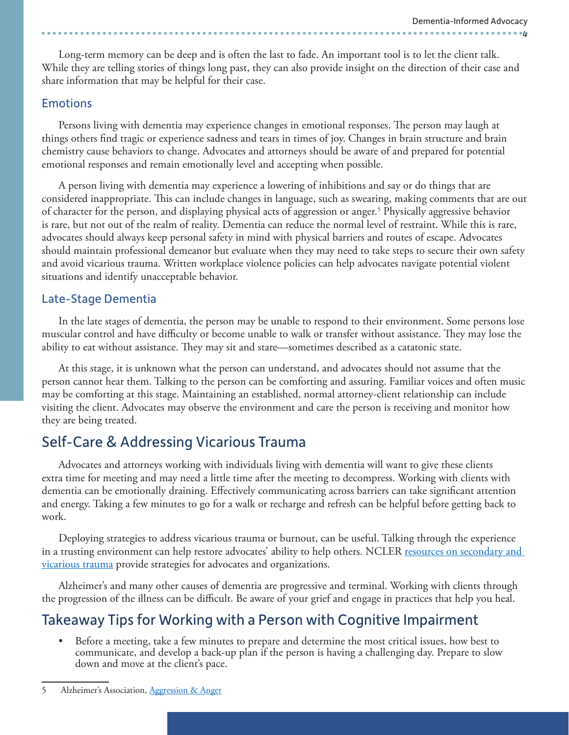Long-term memory can be deep and is often the last to fade. An important tool is to let the client talk. While they are telling stories of things long past, they can also provide insight on the direction of their case and share information that may be helpful for their case.

### Emotions

Persons living with dementia may experience changes in emotional responses. The person may laugh at things others find tragic or experience sadness and tears in times of joy. Changes in brain structure and brain chemistry cause behaviors to change. Advocates and attorneys should be aware of and prepared for potential emotional responses and remain emotionally level and accepting when possible.

A person living with dementia may experience a lowering of inhibitions and say or do things that are considered inappropriate. This can include changes in language, such as swearing, making comments that are out of character for the person, and displaying physical acts of aggression or anger.[5] Physically aggressive behavior is rare, but not out of the realm of reality. Dementia can reduce the normal level of restraint. While this is rare, advocates should always keep personal safety in mind with physical barriers and routes of escape. Advocates should maintain professional demeanor but evaluate when they may need to take steps to secure their own safety and avoid vicarious trauma. Written workplace violence policies can help advocates navigate potential violent situations and identify unacceptable behavior.

### Late-Stage Dementia

In the late stages of dementia, the person may be unable to respond to their environment. Some persons lose muscular control and have difficulty or become unable to walk or transfer without assistance. They may lose the ability to eat without assistance. They may sit and stare—sometimes described as a catatonic state.

At this stage, it is unknown what the person can understand, and advocates should not assume that the person cannot hear them. Talking to the person can be comforting and assuring. Familiar voices and often music may be comforting at this stage. Maintaining an established, normal attorney-client relationship can include visiting the client. Advocates may observe the environment and care the person is receiving and monitor how they are being treated.

## Self-Care & Addressing Vicarious Trauma

Advocates and attorneys working with individuals living with dementia will want to give these clients extra time for meeting and may need a little time after the meeting to decompress. Working with clients with dementia can be emotionally draining. Effectively communicating across barriers can take significant attention and energy. Taking a few minutes to go for a walk or recharge and refresh can be helpful before getting back to work.

Deploying strategies to address vicarious trauma or burnout, can be useful. Talking through the experience in a trusting environment can help restore advocates' ability to help others. NCLER resources on secondary and vicarious trauma provide strategies for advocates and organizations.

Alzheimer's and many other causes of dementia are progressive and terminal. Working with clients through the progression of the illness can be difficult. Be aware of your grief and engage in practices that help you heal.

## Takeaway Tips for Working with a Person with Cognitive Impairment

- Before a meeting, take a few minutes to prepare and determine the most critical issues, how best to communicate, and develop a back-up plan if the person is having a challenging day. Prepare to slow down and move at the client's pace.

---

5 Alzheimer's Association, Aggression & Anger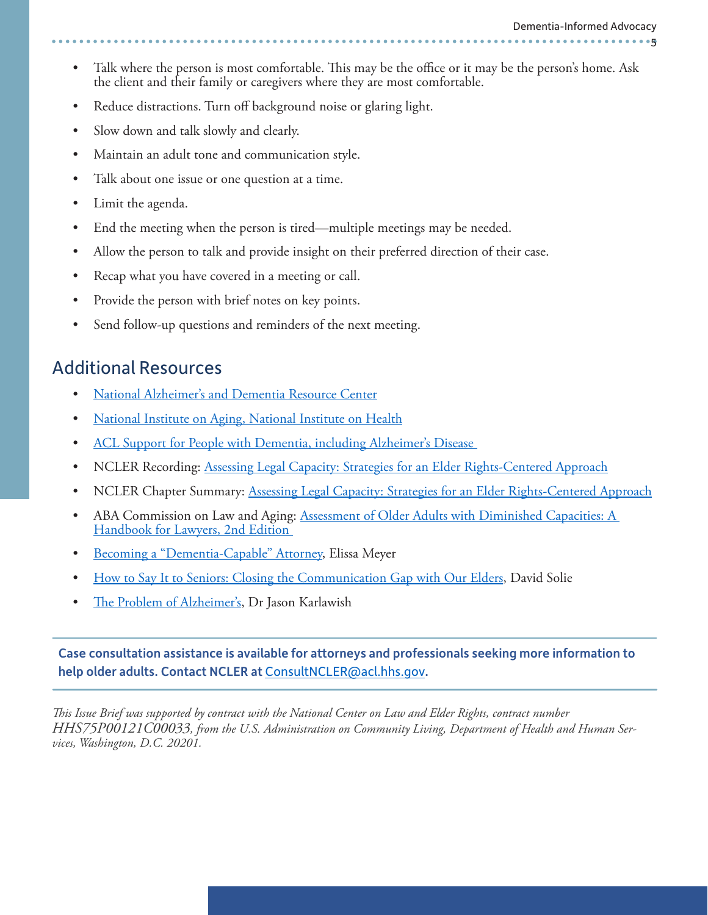- Talk where the person is most comfortable. This may be the office or it may be the person's home. Ask the client and their family or caregivers where they are most comfortable.
- Reduce distractions. Turn off background noise or glaring light.
- Slow down and talk slowly and clearly.
- Maintain an adult tone and communication style.
- Talk about one issue or one question at a time.
- Limit the agenda.
- End the meeting when the person is tired—multiple meetings may be needed.
- Allow the person to talk and provide insight on their preferred direction of their case.
- Recap what you have covered in a meeting or call.
- Provide the person with brief notes on key points.
- Send follow-up questions and reminders of the next meeting.

## Additional Resources

- National Alzheimer's and Dementia Resource Center
- National Institute on Aging, National Institute on Health
- ACL Support for People with Dementia, including Alzheimer's Disease
- NCLER Recording: Assessing Legal Capacity: Strategies for an Elder Rights-Centered Approach
- NCLER Chapter Summary: Assessing Legal Capacity: Strategies for an Elder Rights-Centered Approach
- ABA Commission on Law and Aging: Assessment of Older Adults with Diminished Capacities: A Handbook for Lawyers, 2nd Edition
- Becoming a "Dementia-Capable" Attorney, Elissa Meyer
- How to Say It to Seniors: Closing the Communication Gap with Our Elders, David Solie
- The Problem of Alzheimer's, Dr Jason Karlawish

**Case consultation assistance is available for attorneys and professionals seeking more information to help older adults. Contact NCLER at ConsultNCLER@acl.hhs.gov.**

*This Issue Brief was supported by contract with the National Center on Law and Elder Rights, contract number HHS75P00121C00033, from the U.S. Administration on Community Living, Department of Health and Human Services, Washington, D.C. 20201.*